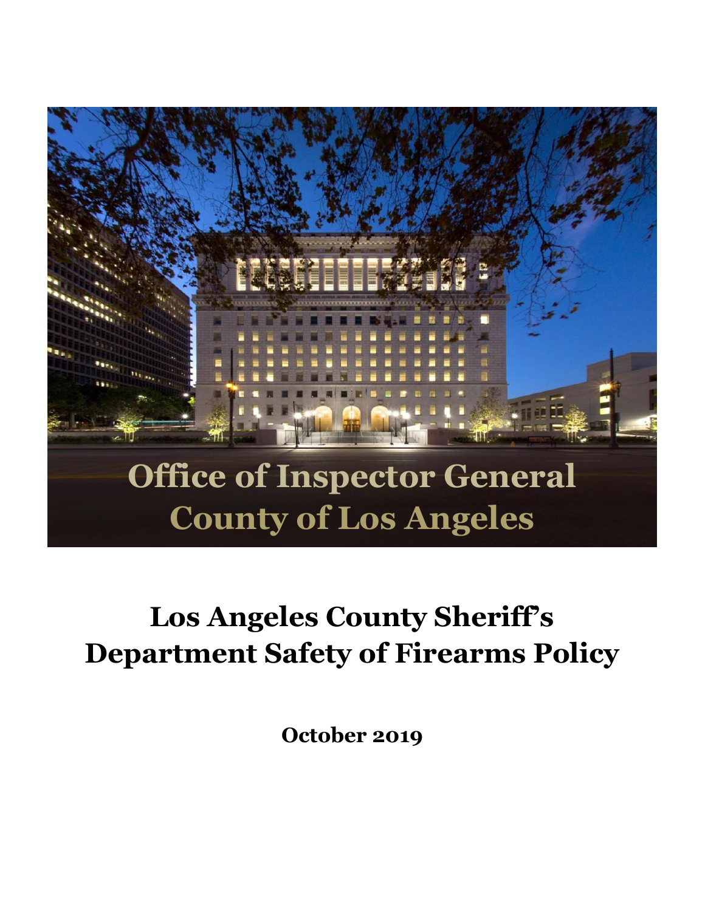Office of Inspector General
County of Los Angeles

# Los Angeles County Sheriff's Department Safety of Firearms Policy

**October 2019**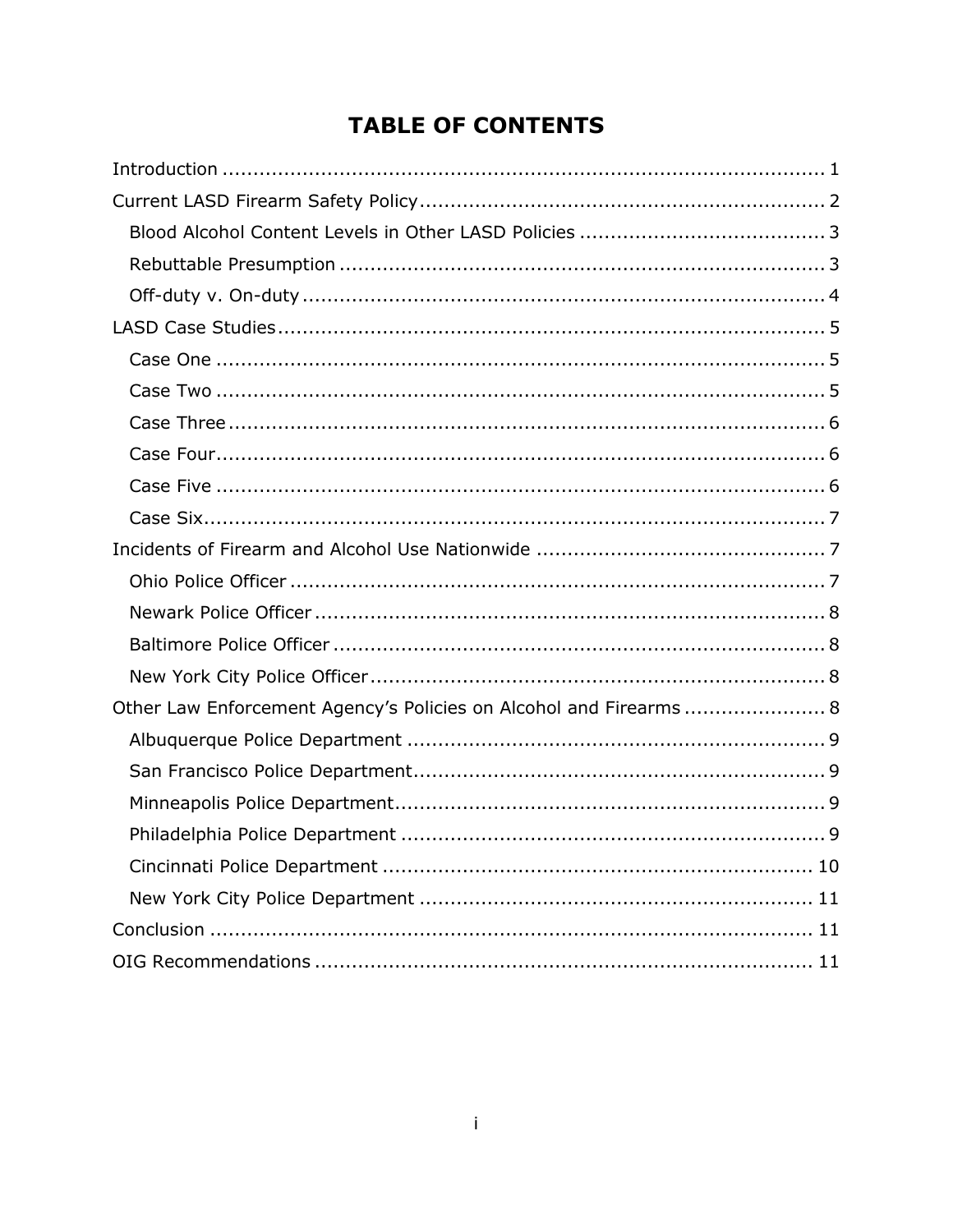# TABLE OF CONTENTS

Introduction ........................................................................................ 1

Current LASD Firearm Safety Policy ........................................................ 2

- Blood Alcohol Content Levels in Other LASD Policies ........................................ 3
- Rebuttable Presumption ........................................................................ 3
- Off-duty v. On-duty ............................................................................. 4

LASD Case Studies ................................................................................ 5

- Case One .......................................................................................... 5
- Case Two .......................................................................................... 5
- Case Three ........................................................................................ 6
- Case Four .......................................................................................... 6
- Case Five .......................................................................................... 6
- Case Six ............................................................................................ 7

Incidents of Firearm and Alcohol Use Nationwide ........................................ 7

- Ohio Police Officer ............................................................................... 7
- Newark Police Officer ........................................................................... 8
- Baltimore Police Officer ........................................................................ 8
- New York City Police Officer .................................................................. 8

Other Law Enforcement Agency's Policies on Alcohol and Firearms ................... 8

- Albuquerque Police Department ............................................................. 9
- San Francisco Police Department ............................................................ 9
- Minneapolis Police Department ............................................................. 9
- Philadelphia Police Department ............................................................. 9
- Cincinnati Police Department ............................................................... 10
- New York City Police Department ......................................................... 11

Conclusion .......................................................................................... 11

OIG Recommendations .......................................................................... 11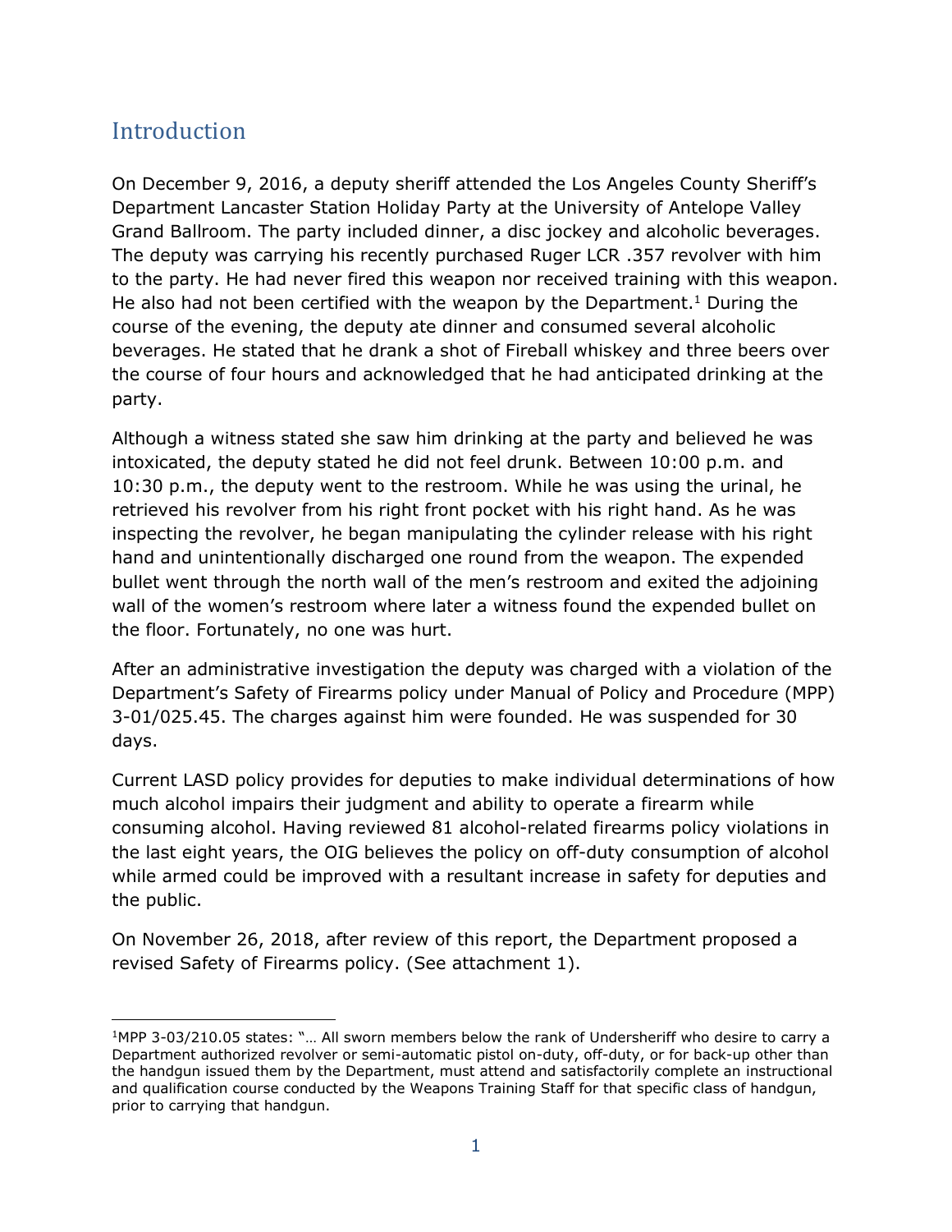# Introduction

On December 9, 2016, a deputy sheriff attended the Los Angeles County Sheriff's Department Lancaster Station Holiday Party at the University of Antelope Valley Grand Ballroom. The party included dinner, a disc jockey and alcoholic beverages. The deputy was carrying his recently purchased Ruger LCR .357 revolver with him to the party. He had never fired this weapon nor received training with this weapon. He also had not been certified with the weapon by the Department.[1] During the course of the evening, the deputy ate dinner and consumed several alcoholic beverages. He stated that he drank a shot of Fireball whiskey and three beers over the course of four hours and acknowledged that he had anticipated drinking at the party.

Although a witness stated she saw him drinking at the party and believed he was intoxicated, the deputy stated he did not feel drunk. Between 10:00 p.m. and 10:30 p.m., the deputy went to the restroom. While he was using the urinal, he retrieved his revolver from his right front pocket with his right hand. As he was inspecting the revolver, he began manipulating the cylinder release with his right hand and unintentionally discharged one round from the weapon. The expended bullet went through the north wall of the men's restroom and exited the adjoining wall of the women's restroom where later a witness found the expended bullet on the floor. Fortunately, no one was hurt.

After an administrative investigation the deputy was charged with a violation of the Department's Safety of Firearms policy under Manual of Policy and Procedure (MPP) 3-01/025.45. The charges against him were founded. He was suspended for 30 days.

Current LASD policy provides for deputies to make individual determinations of how much alcohol impairs their judgment and ability to operate a firearm while consuming alcohol. Having reviewed 81 alcohol-related firearms policy violations in the last eight years, the OIG believes the policy on off-duty consumption of alcohol while armed could be improved with a resultant increase in safety for deputies and the public.

On November 26, 2018, after review of this report, the Department proposed a revised Safety of Firearms policy. (See attachment 1).

---

[1] MPP 3-03/210.05 states: "… All sworn members below the rank of Undersheriff who desire to carry a Department authorized revolver or semi-automatic pistol on-duty, off-duty, or for back-up other than the handgun issued them by the Department, must attend and satisfactorily complete an instructional and qualification course conducted by the Weapons Training Staff for that specific class of handgun, prior to carrying that handgun.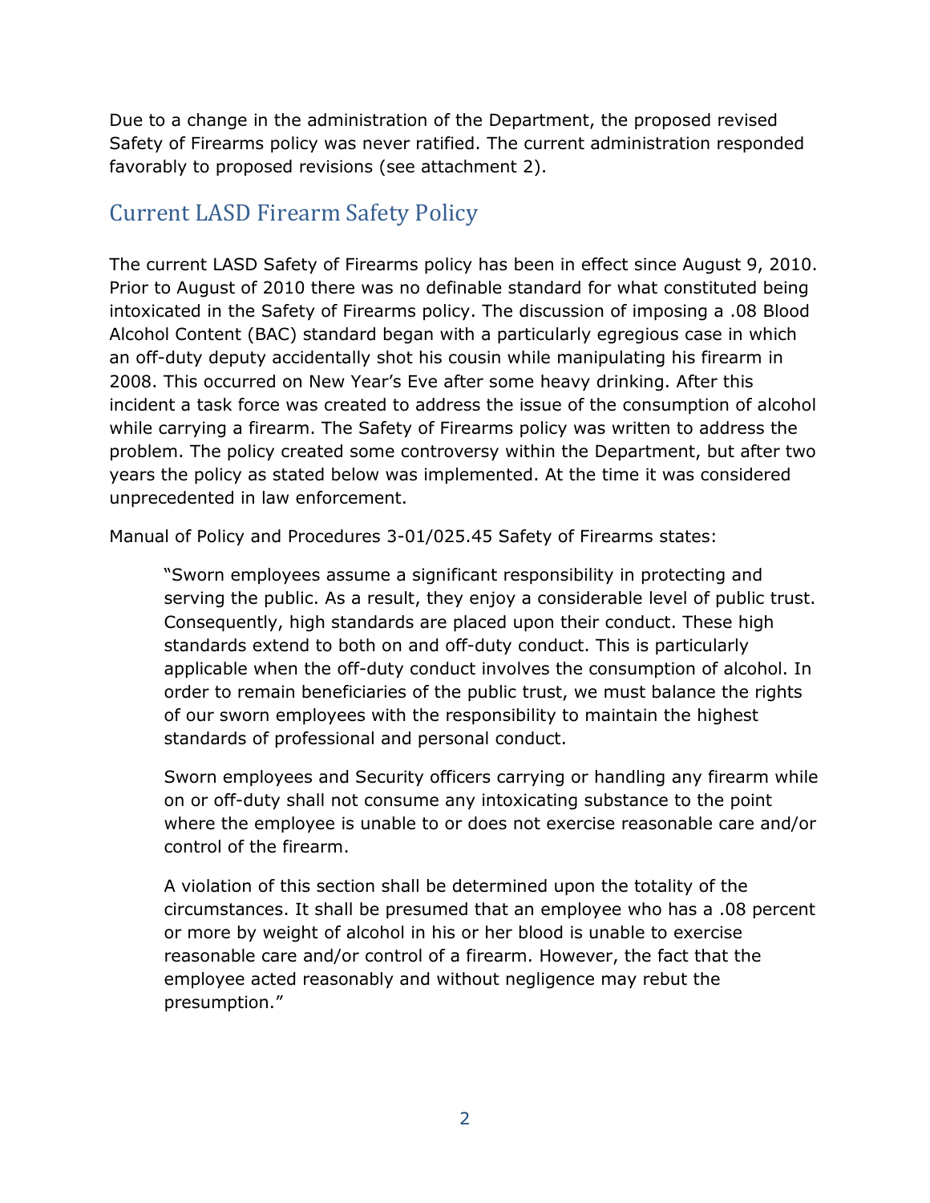Due to a change in the administration of the Department, the proposed revised Safety of Firearms policy was never ratified. The current administration responded favorably to proposed revisions (see attachment 2).

## Current LASD Firearm Safety Policy

The current LASD Safety of Firearms policy has been in effect since August 9, 2010. Prior to August of 2010 there was no definable standard for what constituted being intoxicated in the Safety of Firearms policy. The discussion of imposing a .08 Blood Alcohol Content (BAC) standard began with a particularly egregious case in which an off-duty deputy accidentally shot his cousin while manipulating his firearm in 2008. This occurred on New Year's Eve after some heavy drinking. After this incident a task force was created to address the issue of the consumption of alcohol while carrying a firearm. The Safety of Firearms policy was written to address the problem. The policy created some controversy within the Department, but after two years the policy as stated below was implemented. At the time it was considered unprecedented in law enforcement.

Manual of Policy and Procedures 3-01/025.45 Safety of Firearms states:

> "Sworn employees assume a significant responsibility in protecting and serving the public. As a result, they enjoy a considerable level of public trust. Consequently, high standards are placed upon their conduct. These high standards extend to both on and off-duty conduct. This is particularly applicable when the off-duty conduct involves the consumption of alcohol. In order to remain beneficiaries of the public trust, we must balance the rights of our sworn employees with the responsibility to maintain the highest standards of professional and personal conduct.
>
> Sworn employees and Security officers carrying or handling any firearm while on or off-duty shall not consume any intoxicating substance to the point where the employee is unable to or does not exercise reasonable care and/or control of the firearm.
>
> A violation of this section shall be determined upon the totality of the circumstances. It shall be presumed that an employee who has a .08 percent or more by weight of alcohol in his or her blood is unable to exercise reasonable care and/or control of a firearm. However, the fact that the employee acted reasonably and without negligence may rebut the presumption."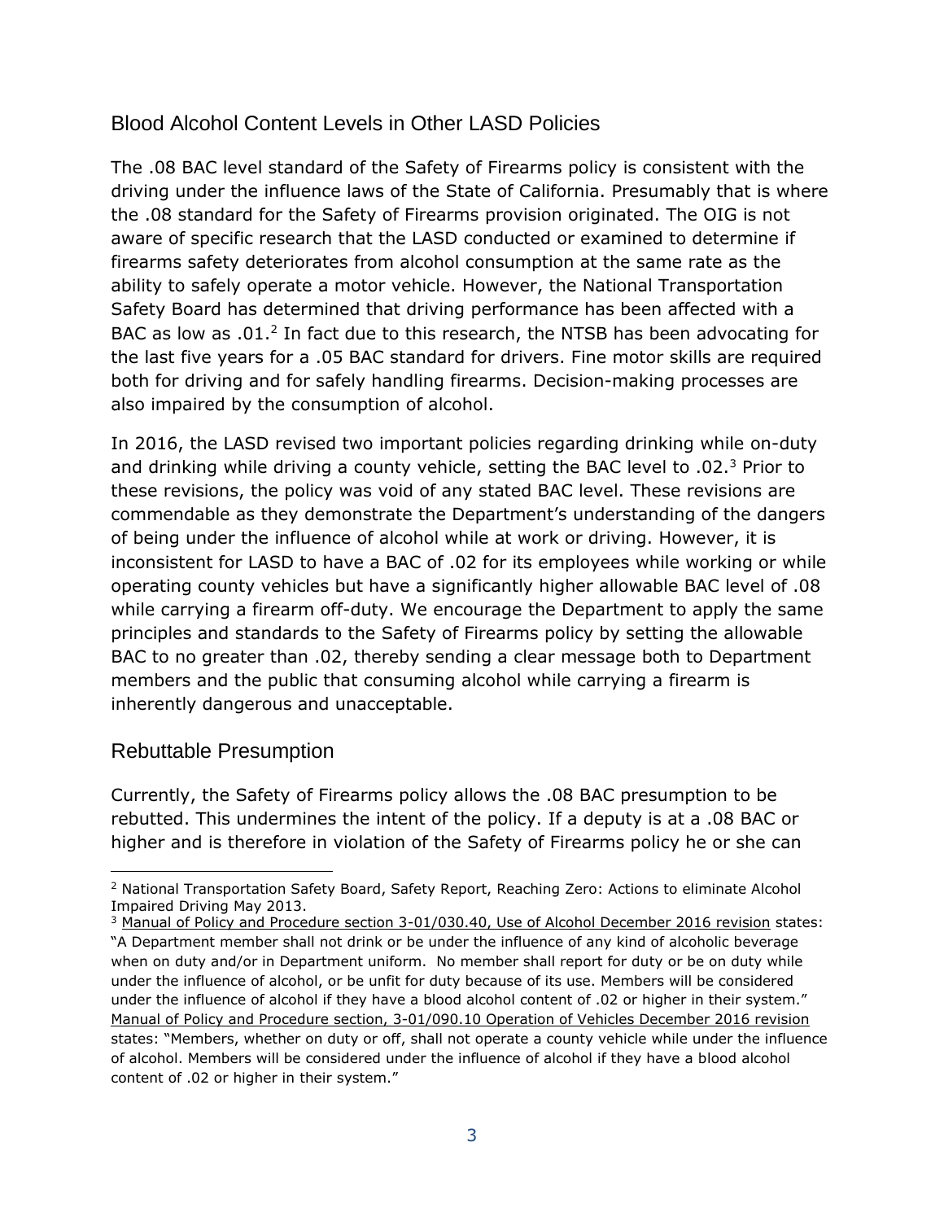## Blood Alcohol Content Levels in Other LASD Policies

The .08 BAC level standard of the Safety of Firearms policy is consistent with the driving under the influence laws of the State of California. Presumably that is where the .08 standard for the Safety of Firearms provision originated. The OIG is not aware of specific research that the LASD conducted or examined to determine if firearms safety deteriorates from alcohol consumption at the same rate as the ability to safely operate a motor vehicle. However, the National Transportation Safety Board has determined that driving performance has been affected with a BAC as low as .01.[2] In fact due to this research, the NTSB has been advocating for the last five years for a .05 BAC standard for drivers. Fine motor skills are required both for driving and for safely handling firearms. Decision-making processes are also impaired by the consumption of alcohol.

In 2016, the LASD revised two important policies regarding drinking while on-duty and drinking while driving a county vehicle, setting the BAC level to .02.[3] Prior to these revisions, the policy was void of any stated BAC level. These revisions are commendable as they demonstrate the Department's understanding of the dangers of being under the influence of alcohol while at work or driving. However, it is inconsistent for LASD to have a BAC of .02 for its employees while working or while operating county vehicles but have a significantly higher allowable BAC level of .08 while carrying a firearm off-duty. We encourage the Department to apply the same principles and standards to the Safety of Firearms policy by setting the allowable BAC to no greater than .02, thereby sending a clear message both to Department members and the public that consuming alcohol while carrying a firearm is inherently dangerous and unacceptable.

## Rebuttable Presumption

Currently, the Safety of Firearms policy allows the .08 BAC presumption to be rebutted. This undermines the intent of the policy. If a deputy is at a .08 BAC or higher and is therefore in violation of the Safety of Firearms policy he or she can

---

[2] National Transportation Safety Board, Safety Report, Reaching Zero: Actions to eliminate Alcohol Impaired Driving May 2013.

[3] Manual of Policy and Procedure section 3-01/030.40, Use of Alcohol December 2016 revision states: "A Department member shall not drink or be under the influence of any kind of alcoholic beverage when on duty and/or in Department uniform. No member shall report for duty or be on duty while under the influence of alcohol, or be unfit for duty because of its use. Members will be considered under the influence of alcohol if they have a blood alcohol content of .02 or higher in their system." Manual of Policy and Procedure section, 3-01/090.10 Operation of Vehicles December 2016 revision states: "Members, whether on duty or off, shall not operate a county vehicle while under the influence of alcohol. Members will be considered under the influence of alcohol if they have a blood alcohol content of .02 or higher in their system."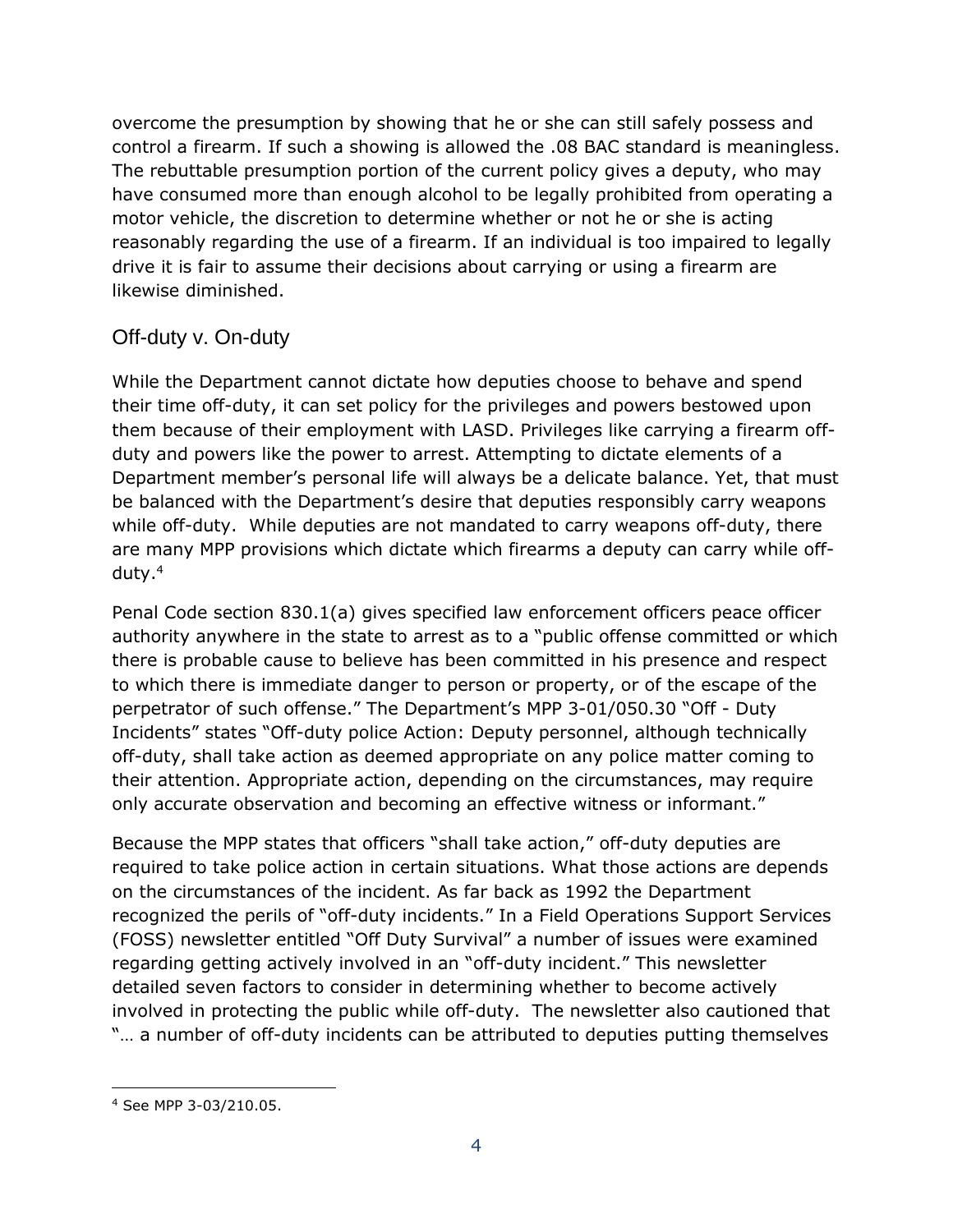overcome the presumption by showing that he or she can still safely possess and control a firearm. If such a showing is allowed the .08 BAC standard is meaningless. The rebuttable presumption portion of the current policy gives a deputy, who may have consumed more than enough alcohol to be legally prohibited from operating a motor vehicle, the discretion to determine whether or not he or she is acting reasonably regarding the use of a firearm. If an individual is too impaired to legally drive it is fair to assume their decisions about carrying or using a firearm are likewise diminished.

## Off-duty v. On-duty

While the Department cannot dictate how deputies choose to behave and spend their time off-duty, it can set policy for the privileges and powers bestowed upon them because of their employment with LASD. Privileges like carrying a firearm off-duty and powers like the power to arrest. Attempting to dictate elements of a Department member's personal life will always be a delicate balance. Yet, that must be balanced with the Department's desire that deputies responsibly carry weapons while off-duty. While deputies are not mandated to carry weapons off-duty, there are many MPP provisions which dictate which firearms a deputy can carry while off-duty.[4]

Penal Code section 830.1(a) gives specified law enforcement officers peace officer authority anywhere in the state to arrest as to a "public offense committed or which there is probable cause to believe has been committed in his presence and respect to which there is immediate danger to person or property, or of the escape of the perpetrator of such offense." The Department's MPP 3-01/050.30 "Off - Duty Incidents" states "Off-duty police Action: Deputy personnel, although technically off-duty, shall take action as deemed appropriate on any police matter coming to their attention. Appropriate action, depending on the circumstances, may require only accurate observation and becoming an effective witness or informant."

Because the MPP states that officers "shall take action," off-duty deputies are required to take police action in certain situations. What those actions are depends on the circumstances of the incident. As far back as 1992 the Department recognized the perils of "off-duty incidents." In a Field Operations Support Services (FOSS) newsletter entitled "Off Duty Survival" a number of issues were examined regarding getting actively involved in an "off-duty incident." This newsletter detailed seven factors to consider in determining whether to become actively involved in protecting the public while off-duty. The newsletter also cautioned that "… a number of off-duty incidents can be attributed to deputies putting themselves

[4] See MPP 3-03/210.05.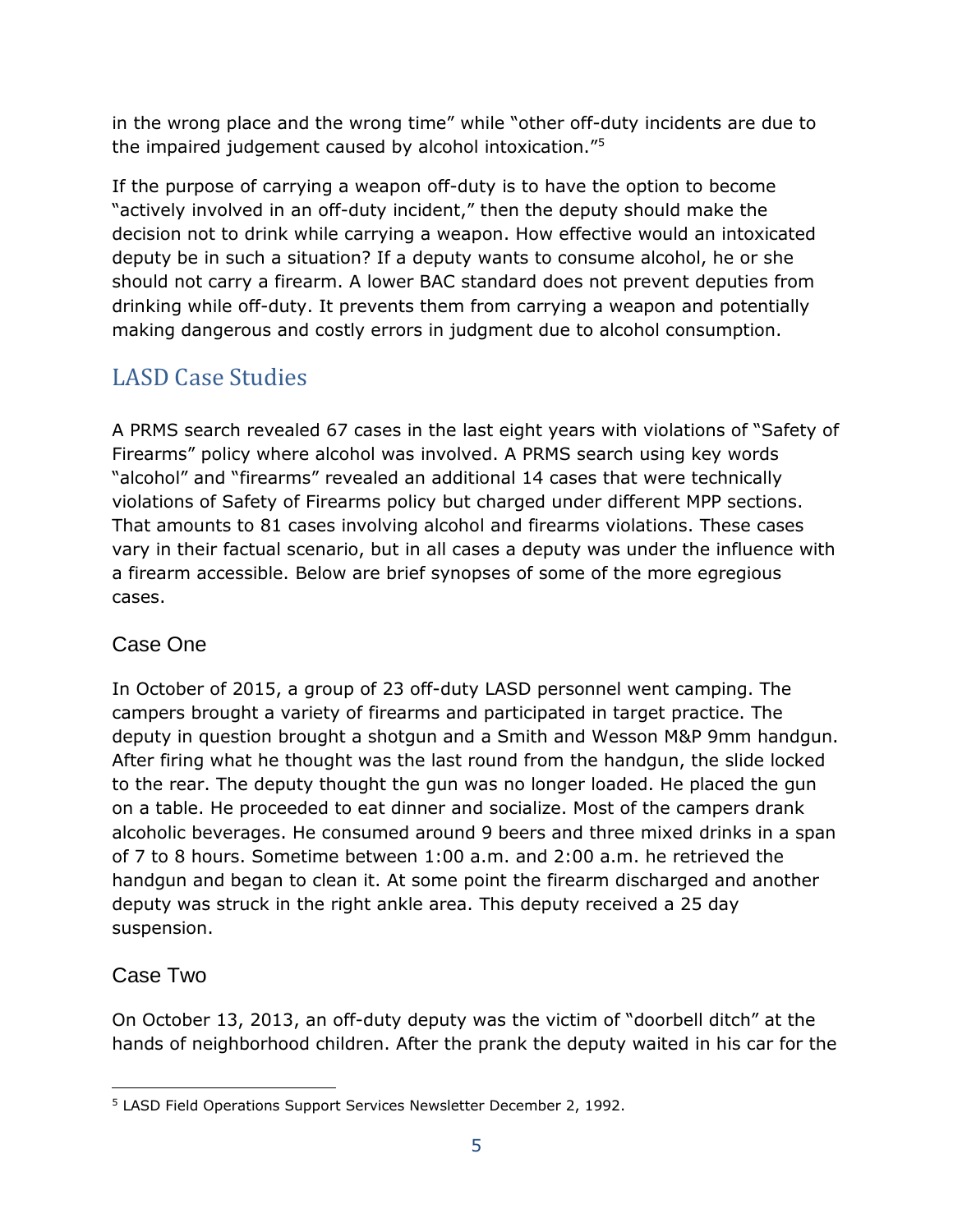in the wrong place and the wrong time" while "other off-duty incidents are due to the impaired judgement caused by alcohol intoxication."[5]

If the purpose of carrying a weapon off-duty is to have the option to become "actively involved in an off-duty incident," then the deputy should make the decision not to drink while carrying a weapon. How effective would an intoxicated deputy be in such a situation? If a deputy wants to consume alcohol, he or she should not carry a firearm. A lower BAC standard does not prevent deputies from drinking while off-duty. It prevents them from carrying a weapon and potentially making dangerous and costly errors in judgment due to alcohol consumption.

## LASD Case Studies

A PRMS search revealed 67 cases in the last eight years with violations of "Safety of Firearms" policy where alcohol was involved. A PRMS search using key words "alcohol" and "firearms" revealed an additional 14 cases that were technically violations of Safety of Firearms policy but charged under different MPP sections. That amounts to 81 cases involving alcohol and firearms violations. These cases vary in their factual scenario, but in all cases a deputy was under the influence with a firearm accessible. Below are brief synopses of some of the more egregious cases.

### Case One

In October of 2015, a group of 23 off-duty LASD personnel went camping. The campers brought a variety of firearms and participated in target practice. The deputy in question brought a shotgun and a Smith and Wesson M&P 9mm handgun. After firing what he thought was the last round from the handgun, the slide locked to the rear. The deputy thought the gun was no longer loaded. He placed the gun on a table. He proceeded to eat dinner and socialize. Most of the campers drank alcoholic beverages. He consumed around 9 beers and three mixed drinks in a span of 7 to 8 hours. Sometime between 1:00 a.m. and 2:00 a.m. he retrieved the handgun and began to clean it. At some point the firearm discharged and another deputy was struck in the right ankle area. This deputy received a 25 day suspension.

### Case Two

On October 13, 2013, an off-duty deputy was the victim of "doorbell ditch" at the hands of neighborhood children. After the prank the deputy waited in his car for the

---

[5] LASD Field Operations Support Services Newsletter December 2, 1992.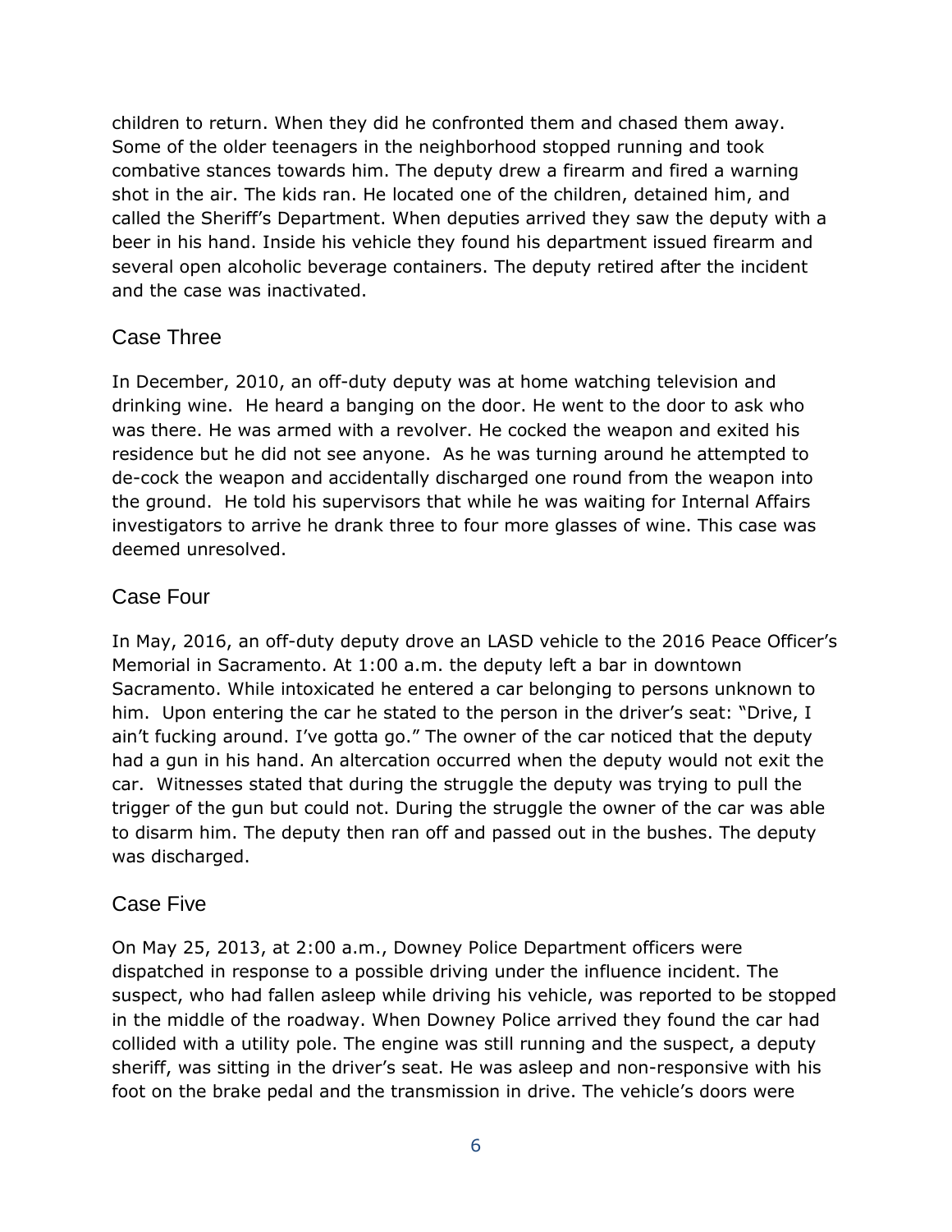children to return. When they did he confronted them and chased them away. Some of the older teenagers in the neighborhood stopped running and took combative stances towards him. The deputy drew a firearm and fired a warning shot in the air. The kids ran. He located one of the children, detained him, and called the Sheriff's Department. When deputies arrived they saw the deputy with a beer in his hand. Inside his vehicle they found his department issued firearm and several open alcoholic beverage containers. The deputy retired after the incident and the case was inactivated.

## Case Three

In December, 2010, an off-duty deputy was at home watching television and drinking wine. He heard a banging on the door. He went to the door to ask who was there. He was armed with a revolver. He cocked the weapon and exited his residence but he did not see anyone. As he was turning around he attempted to de-cock the weapon and accidentally discharged one round from the weapon into the ground. He told his supervisors that while he was waiting for Internal Affairs investigators to arrive he drank three to four more glasses of wine. This case was deemed unresolved.

## Case Four

In May, 2016, an off-duty deputy drove an LASD vehicle to the 2016 Peace Officer's Memorial in Sacramento. At 1:00 a.m. the deputy left a bar in downtown Sacramento. While intoxicated he entered a car belonging to persons unknown to him. Upon entering the car he stated to the person in the driver's seat: "Drive, I ain't fucking around. I've gotta go." The owner of the car noticed that the deputy had a gun in his hand. An altercation occurred when the deputy would not exit the car. Witnesses stated that during the struggle the deputy was trying to pull the trigger of the gun but could not. During the struggle the owner of the car was able to disarm him. The deputy then ran off and passed out in the bushes. The deputy was discharged.

## Case Five

On May 25, 2013, at 2:00 a.m., Downey Police Department officers were dispatched in response to a possible driving under the influence incident. The suspect, who had fallen asleep while driving his vehicle, was reported to be stopped in the middle of the roadway. When Downey Police arrived they found the car had collided with a utility pole. The engine was still running and the suspect, a deputy sheriff, was sitting in the driver's seat. He was asleep and non-responsive with his foot on the brake pedal and the transmission in drive. The vehicle's doors were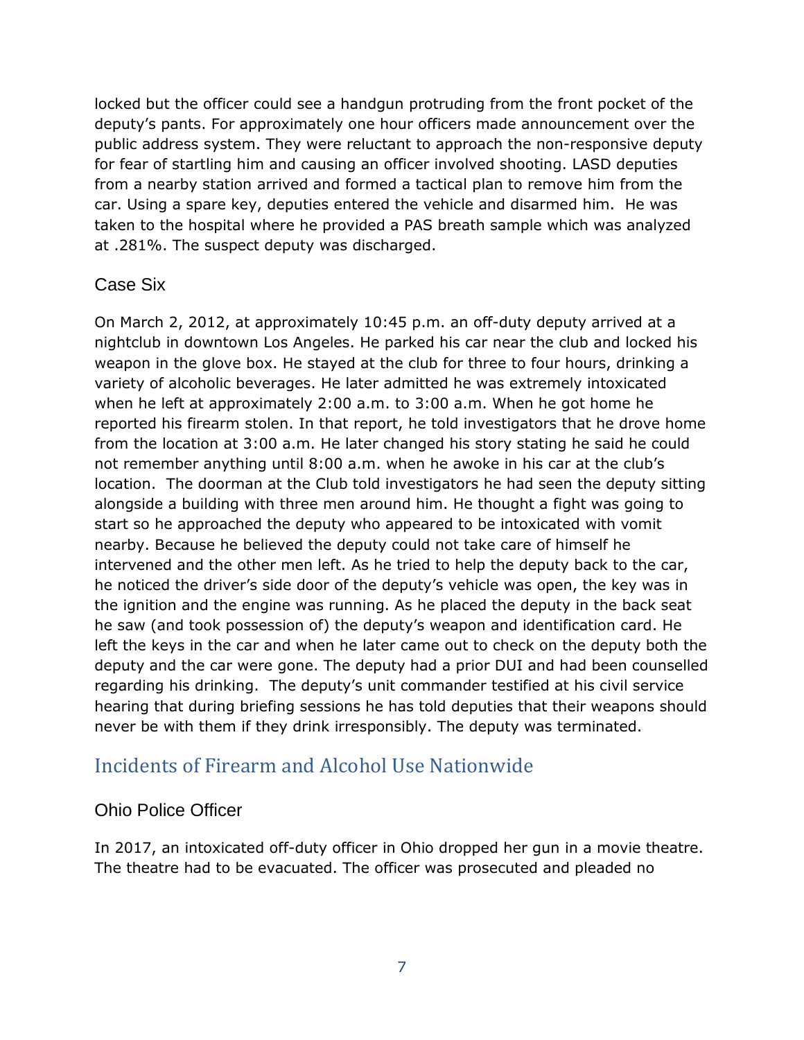locked but the officer could see a handgun protruding from the front pocket of the deputy's pants. For approximately one hour officers made announcement over the public address system. They were reluctant to approach the non-responsive deputy for fear of startling him and causing an officer involved shooting. LASD deputies from a nearby station arrived and formed a tactical plan to remove him from the car. Using a spare key, deputies entered the vehicle and disarmed him. He was taken to the hospital where he provided a PAS breath sample which was analyzed at .281%. The suspect deputy was discharged.

### Case Six

On March 2, 2012, at approximately 10:45 p.m. an off-duty deputy arrived at a nightclub in downtown Los Angeles. He parked his car near the club and locked his weapon in the glove box. He stayed at the club for three to four hours, drinking a variety of alcoholic beverages. He later admitted he was extremely intoxicated when he left at approximately 2:00 a.m. to 3:00 a.m. When he got home he reported his firearm stolen. In that report, he told investigators that he drove home from the location at 3:00 a.m. He later changed his story stating he said he could not remember anything until 8:00 a.m. when he awoke in his car at the club's location. The doorman at the Club told investigators he had seen the deputy sitting alongside a building with three men around him. He thought a fight was going to start so he approached the deputy who appeared to be intoxicated with vomit nearby. Because he believed the deputy could not take care of himself he intervened and the other men left. As he tried to help the deputy back to the car, he noticed the driver's side door of the deputy's vehicle was open, the key was in the ignition and the engine was running. As he placed the deputy in the back seat he saw (and took possession of) the deputy's weapon and identification card. He left the keys in the car and when he later came out to check on the deputy both the deputy and the car were gone. The deputy had a prior DUI and had been counselled regarding his drinking. The deputy's unit commander testified at his civil service hearing that during briefing sessions he has told deputies that their weapons should never be with them if they drink irresponsibly. The deputy was terminated.

## Incidents of Firearm and Alcohol Use Nationwide

### Ohio Police Officer

In 2017, an intoxicated off-duty officer in Ohio dropped her gun in a movie theatre. The theatre had to be evacuated. The officer was prosecuted and pleaded no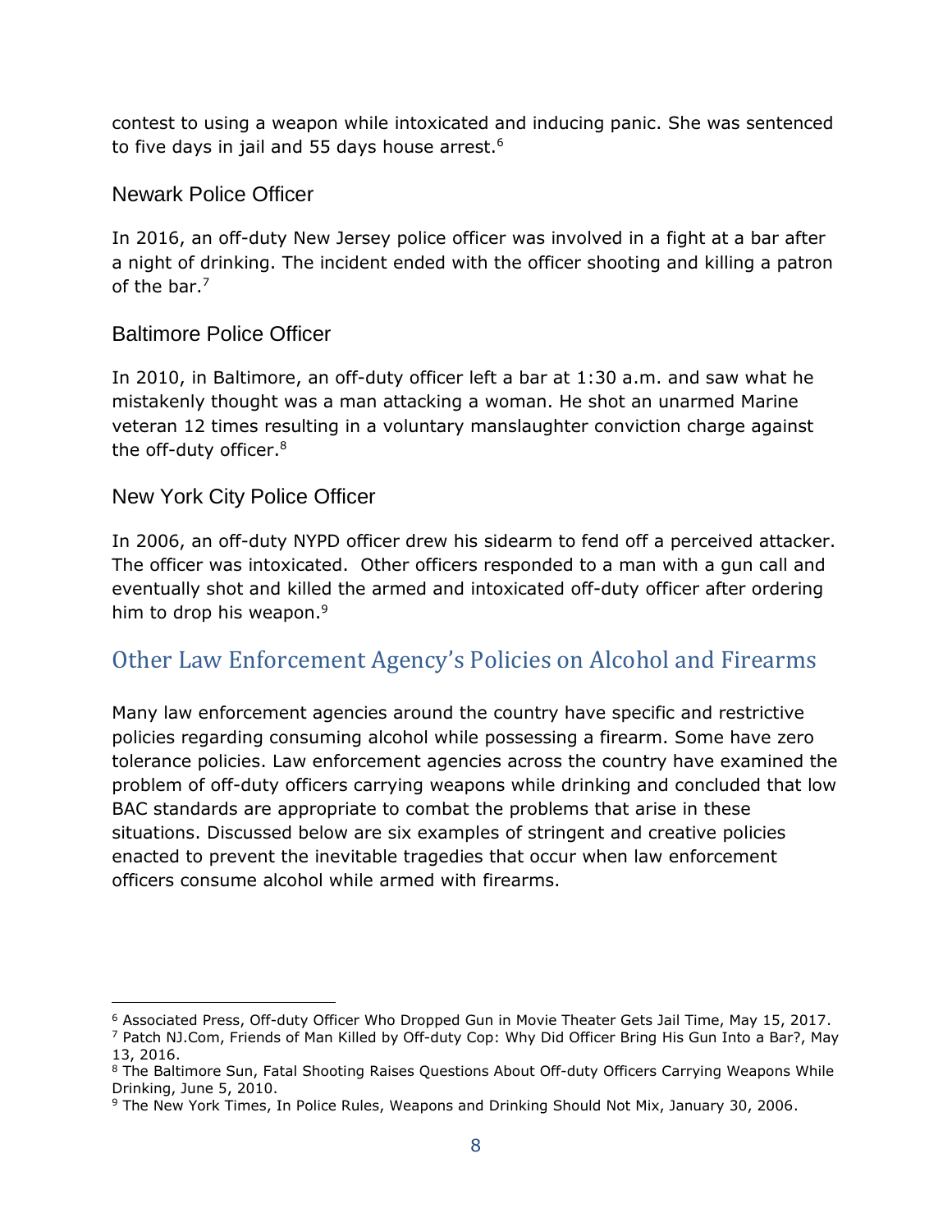contest to using a weapon while intoxicated and inducing panic. She was sentenced to five days in jail and 55 days house arrest.[6]

### Newark Police Officer

In 2016, an off-duty New Jersey police officer was involved in a fight at a bar after a night of drinking. The incident ended with the officer shooting and killing a patron of the bar.[7]

### Baltimore Police Officer

In 2010, in Baltimore, an off-duty officer left a bar at 1:30 a.m. and saw what he mistakenly thought was a man attacking a woman. He shot an unarmed Marine veteran 12 times resulting in a voluntary manslaughter conviction charge against the off-duty officer.[8]

### New York City Police Officer

In 2006, an off-duty NYPD officer drew his sidearm to fend off a perceived attacker. The officer was intoxicated. Other officers responded to a man with a gun call and eventually shot and killed the armed and intoxicated off-duty officer after ordering him to drop his weapon.[9]

## Other Law Enforcement Agency's Policies on Alcohol and Firearms

Many law enforcement agencies around the country have specific and restrictive policies regarding consuming alcohol while possessing a firearm. Some have zero tolerance policies. Law enforcement agencies across the country have examined the problem of off-duty officers carrying weapons while drinking and concluded that low BAC standards are appropriate to combat the problems that arise in these situations. Discussed below are six examples of stringent and creative policies enacted to prevent the inevitable tragedies that occur when law enforcement officers consume alcohol while armed with firearms.

---

[6] Associated Press, Off-duty Officer Who Dropped Gun in Movie Theater Gets Jail Time, May 15, 2017.

[7] Patch NJ.Com, Friends of Man Killed by Off-duty Cop: Why Did Officer Bring His Gun Into a Bar?, May 13, 2016.

[8] The Baltimore Sun, Fatal Shooting Raises Questions About Off-duty Officers Carrying Weapons While Drinking, June 5, 2010.

[9] The New York Times, In Police Rules, Weapons and Drinking Should Not Mix, January 30, 2006.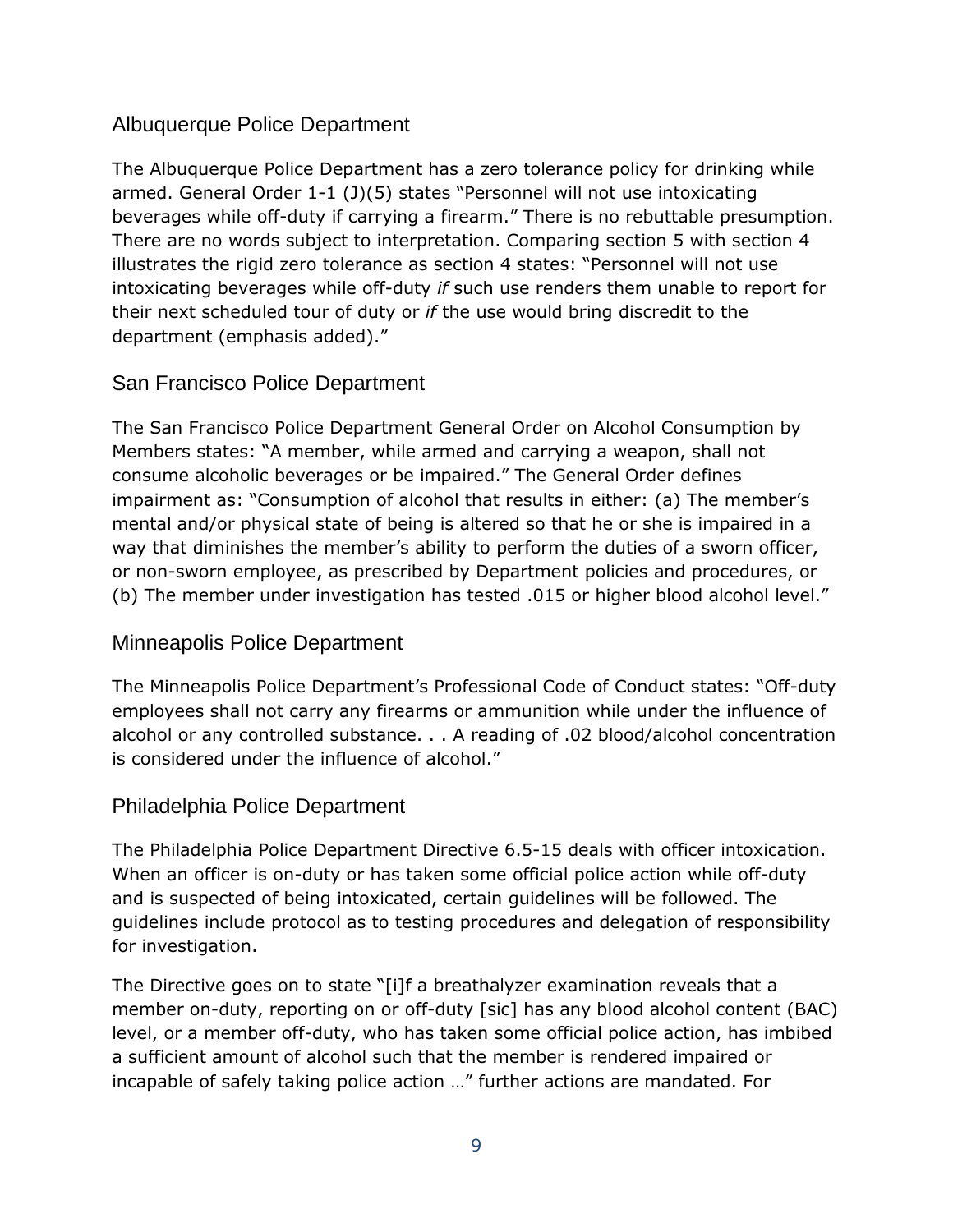## Albuquerque Police Department

The Albuquerque Police Department has a zero tolerance policy for drinking while armed. General Order 1-1 (J)(5) states "Personnel will not use intoxicating beverages while off-duty if carrying a firearm." There is no rebuttable presumption. There are no words subject to interpretation. Comparing section 5 with section 4 illustrates the rigid zero tolerance as section 4 states: "Personnel will not use intoxicating beverages while off-duty *if* such use renders them unable to report for their next scheduled tour of duty or *if* the use would bring discredit to the department (emphasis added)."

## San Francisco Police Department

The San Francisco Police Department General Order on Alcohol Consumption by Members states: "A member, while armed and carrying a weapon, shall not consume alcoholic beverages or be impaired." The General Order defines impairment as: "Consumption of alcohol that results in either: (a) The member's mental and/or physical state of being is altered so that he or she is impaired in a way that diminishes the member's ability to perform the duties of a sworn officer, or non-sworn employee, as prescribed by Department policies and procedures, or (b) The member under investigation has tested .015 or higher blood alcohol level."

## Minneapolis Police Department

The Minneapolis Police Department's Professional Code of Conduct states: "Off-duty employees shall not carry any firearms or ammunition while under the influence of alcohol or any controlled substance. . . A reading of .02 blood/alcohol concentration is considered under the influence of alcohol."

## Philadelphia Police Department

The Philadelphia Police Department Directive 6.5-15 deals with officer intoxication. When an officer is on-duty or has taken some official police action while off-duty and is suspected of being intoxicated, certain guidelines will be followed. The guidelines include protocol as to testing procedures and delegation of responsibility for investigation.

The Directive goes on to state "[i]f a breathalyzer examination reveals that a member on-duty, reporting on or off-duty [sic] has any blood alcohol content (BAC) level, or a member off-duty, who has taken some official police action, has imbibed a sufficient amount of alcohol such that the member is rendered impaired or incapable of safely taking police action …" further actions are mandated. For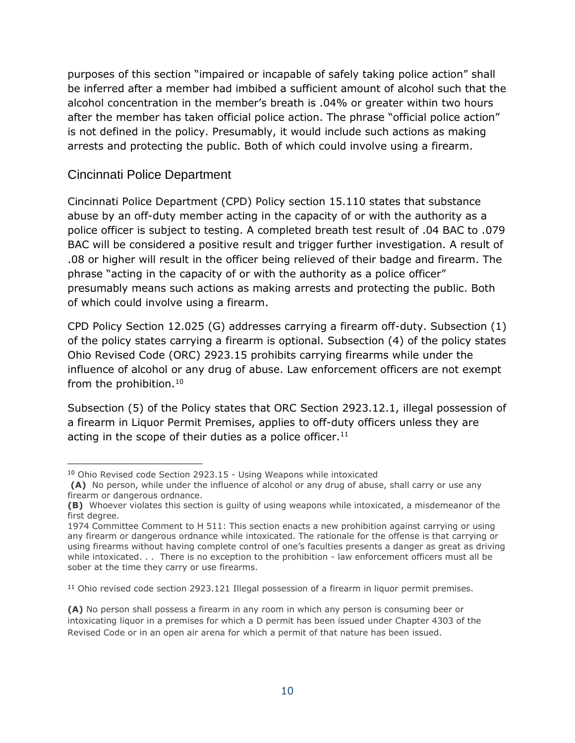purposes of this section "impaired or incapable of safely taking police action" shall be inferred after a member had imbibed a sufficient amount of alcohol such that the alcohol concentration in the member's breath is .04% or greater within two hours after the member has taken official police action. The phrase "official police action" is not defined in the policy. Presumably, it would include such actions as making arrests and protecting the public. Both of which could involve using a firearm.

## Cincinnati Police Department

Cincinnati Police Department (CPD) Policy section 15.110 states that substance abuse by an off-duty member acting in the capacity of or with the authority as a police officer is subject to testing. A completed breath test result of .04 BAC to .079 BAC will be considered a positive result and trigger further investigation. A result of .08 or higher will result in the officer being relieved of their badge and firearm. The phrase "acting in the capacity of or with the authority as a police officer" presumably means such actions as making arrests and protecting the public. Both of which could involve using a firearm.

CPD Policy Section 12.025 (G) addresses carrying a firearm off-duty. Subsection (1) of the policy states carrying a firearm is optional. Subsection (4) of the policy states Ohio Revised Code (ORC) 2923.15 prohibits carrying firearms while under the influence of alcohol or any drug of abuse. Law enforcement officers are not exempt from the prohibition.[10]

Subsection (5) of the Policy states that ORC Section 2923.12.1, illegal possession of a firearm in Liquor Permit Premises, applies to off-duty officers unless they are acting in the scope of their duties as a police officer.[11]

---

[10] Ohio Revised code Section 2923.15 - Using Weapons while intoxicated

**(A)** No person, while under the influence of alcohol or any drug of abuse, shall carry or use any firearm or dangerous ordnance.

**(B)** Whoever violates this section is guilty of using weapons while intoxicated, a misdemeanor of the first degree.

1974 Committee Comment to H 511: This section enacts a new prohibition against carrying or using any firearm or dangerous ordnance while intoxicated. The rationale for the offense is that carrying or using firearms without having complete control of one's faculties presents a danger as great as driving while intoxicated. . . There is no exception to the prohibition - law enforcement officers must all be sober at the time they carry or use firearms.

[11] Ohio revised code section 2923.121 Illegal possession of a firearm in liquor permit premises.

**(A)** No person shall possess a firearm in any room in which any person is consuming beer or intoxicating liquor in a premises for which a D permit has been issued under Chapter 4303 of the Revised Code or in an open air arena for which a permit of that nature has been issued.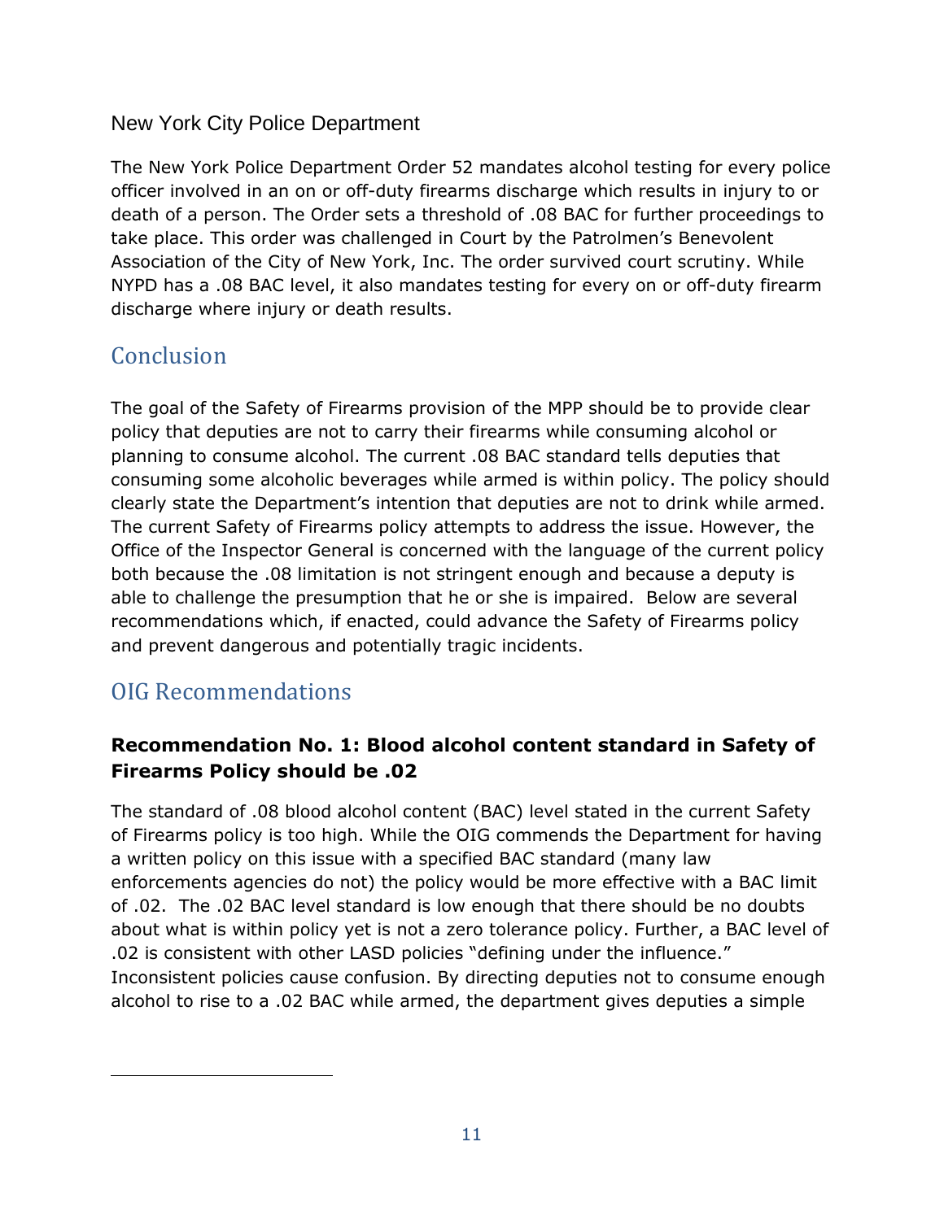### New York City Police Department

The New York Police Department Order 52 mandates alcohol testing for every police officer involved in an on or off-duty firearms discharge which results in injury to or death of a person. The Order sets a threshold of .08 BAC for further proceedings to take place. This order was challenged in Court by the Patrolmen's Benevolent Association of the City of New York, Inc. The order survived court scrutiny. While NYPD has a .08 BAC level, it also mandates testing for every on or off-duty firearm discharge where injury or death results.

## Conclusion

The goal of the Safety of Firearms provision of the MPP should be to provide clear policy that deputies are not to carry their firearms while consuming alcohol or planning to consume alcohol. The current .08 BAC standard tells deputies that consuming some alcoholic beverages while armed is within policy. The policy should clearly state the Department's intention that deputies are not to drink while armed. The current Safety of Firearms policy attempts to address the issue. However, the Office of the Inspector General is concerned with the language of the current policy both because the .08 limitation is not stringent enough and because a deputy is able to challenge the presumption that he or she is impaired. Below are several recommendations which, if enacted, could advance the Safety of Firearms policy and prevent dangerous and potentially tragic incidents.

## OIG Recommendations

### Recommendation No. 1: Blood alcohol content standard in Safety of Firearms Policy should be .02

The standard of .08 blood alcohol content (BAC) level stated in the current Safety of Firearms policy is too high. While the OIG commends the Department for having a written policy on this issue with a specified BAC standard (many law enforcements agencies do not) the policy would be more effective with a BAC limit of .02. The .02 BAC level standard is low enough that there should be no doubts about what is within policy yet is not a zero tolerance policy. Further, a BAC level of .02 is consistent with other LASD policies "defining under the influence." Inconsistent policies cause confusion. By directing deputies not to consume enough alcohol to rise to a .02 BAC while armed, the department gives deputies a simple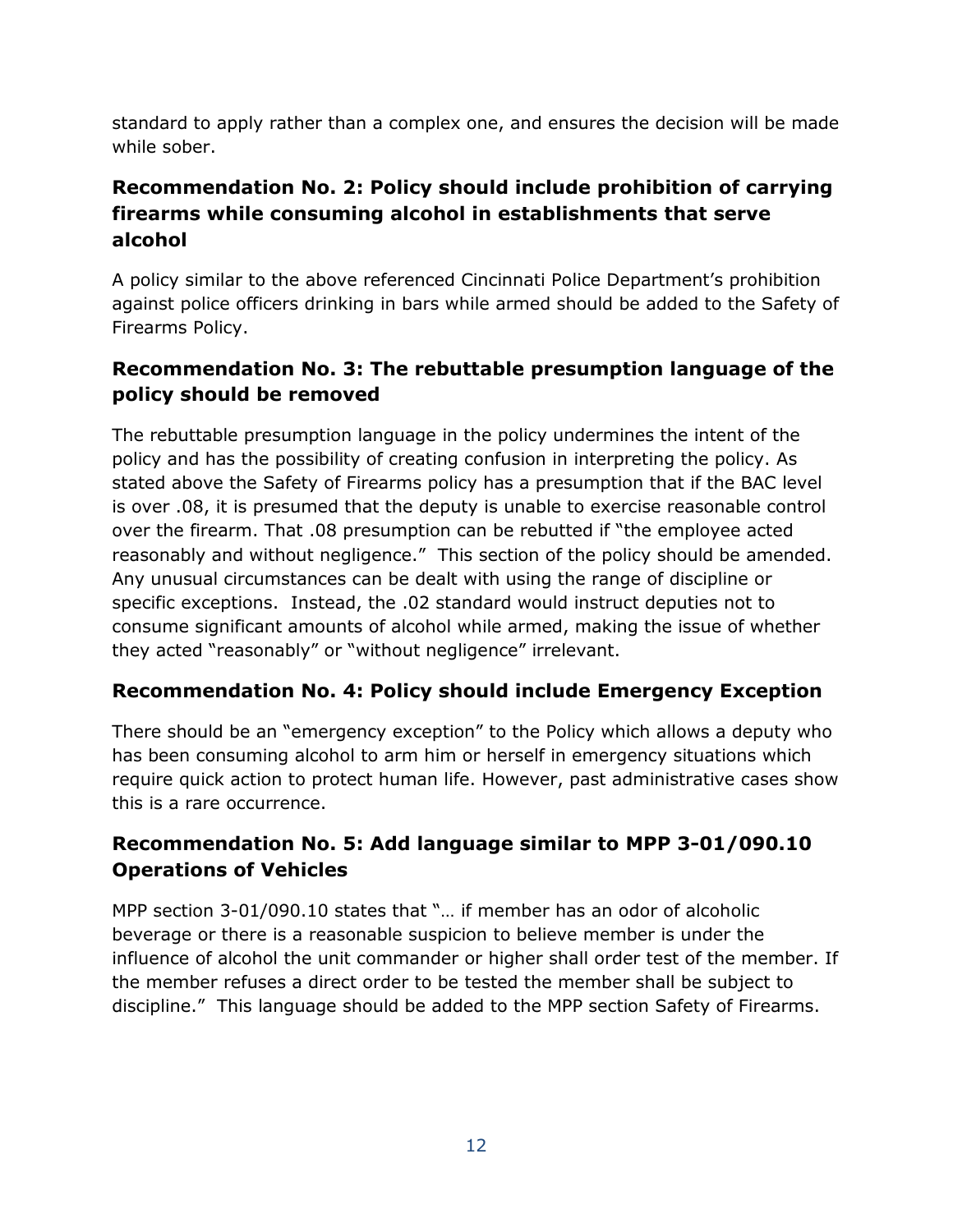standard to apply rather than a complex one, and ensures the decision will be made while sober.

### Recommendation No. 2: Policy should include prohibition of carrying firearms while consuming alcohol in establishments that serve alcohol

A policy similar to the above referenced Cincinnati Police Department's prohibition against police officers drinking in bars while armed should be added to the Safety of Firearms Policy.

### Recommendation No. 3: The rebuttable presumption language of the policy should be removed

The rebuttable presumption language in the policy undermines the intent of the policy and has the possibility of creating confusion in interpreting the policy. As stated above the Safety of Firearms policy has a presumption that if the BAC level is over .08, it is presumed that the deputy is unable to exercise reasonable control over the firearm. That .08 presumption can be rebutted if "the employee acted reasonably and without negligence." This section of the policy should be amended. Any unusual circumstances can be dealt with using the range of discipline or specific exceptions. Instead, the .02 standard would instruct deputies not to consume significant amounts of alcohol while armed, making the issue of whether they acted "reasonably" or "without negligence" irrelevant.

### Recommendation No. 4: Policy should include Emergency Exception

There should be an "emergency exception" to the Policy which allows a deputy who has been consuming alcohol to arm him or herself in emergency situations which require quick action to protect human life. However, past administrative cases show this is a rare occurrence.

### Recommendation No. 5: Add language similar to MPP 3-01/090.10 Operations of Vehicles

MPP section 3-01/090.10 states that "… if member has an odor of alcoholic beverage or there is a reasonable suspicion to believe member is under the influence of alcohol the unit commander or higher shall order test of the member. If the member refuses a direct order to be tested the member shall be subject to discipline." This language should be added to the MPP section Safety of Firearms.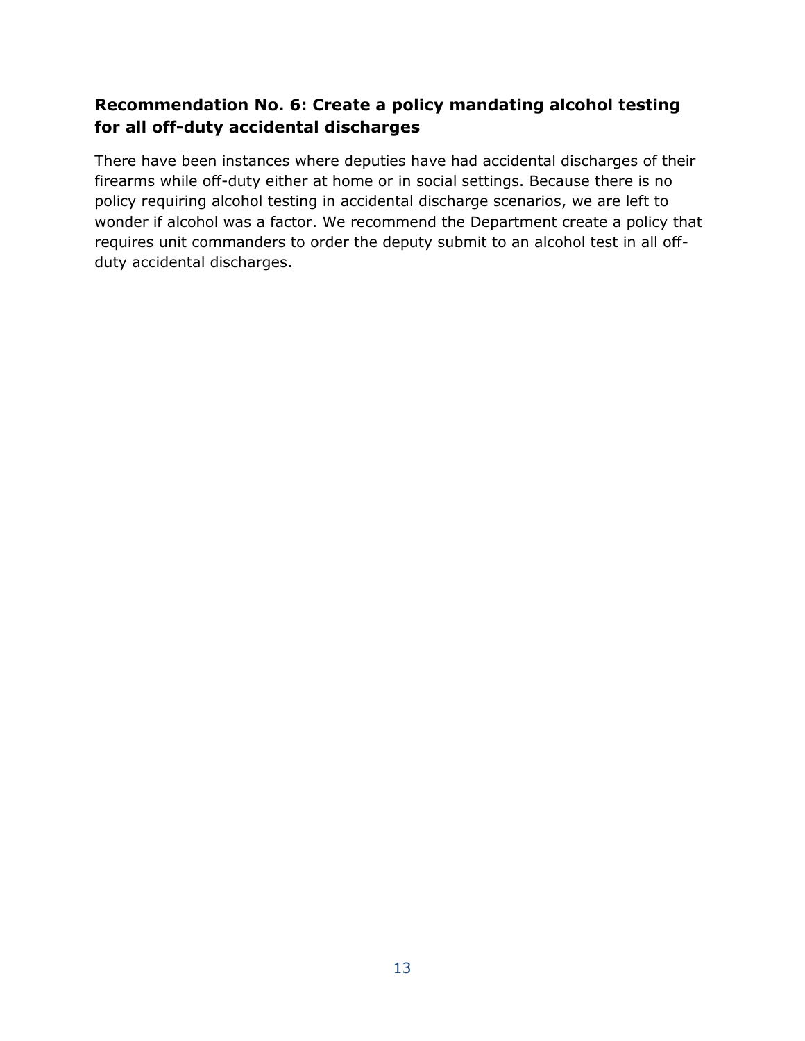### Recommendation No. 6: Create a policy mandating alcohol testing for all off-duty accidental discharges

There have been instances where deputies have had accidental discharges of their firearms while off-duty either at home or in social settings. Because there is no policy requiring alcohol testing in accidental discharge scenarios, we are left to wonder if alcohol was a factor. We recommend the Department create a policy that requires unit commanders to order the deputy submit to an alcohol test in all off-duty accidental discharges.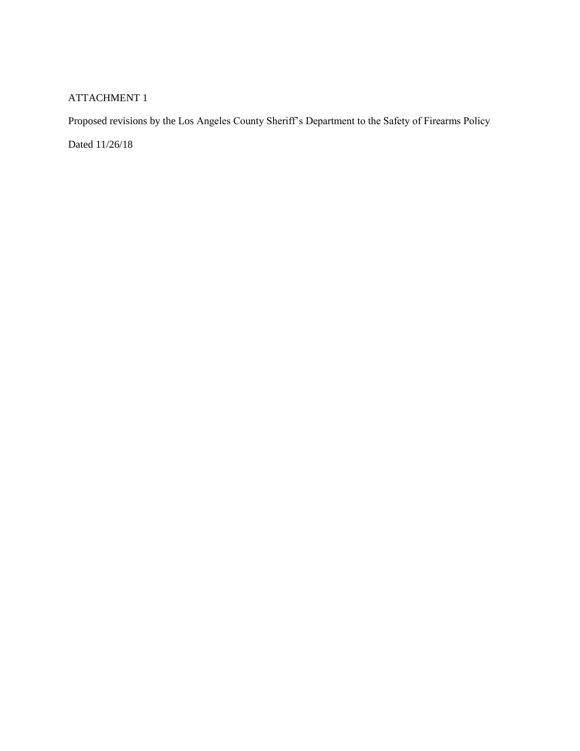ATTACHMENT 1

Proposed revisions by the Los Angeles County Sheriff's Department to the Safety of Firearms Policy

Dated 11/26/18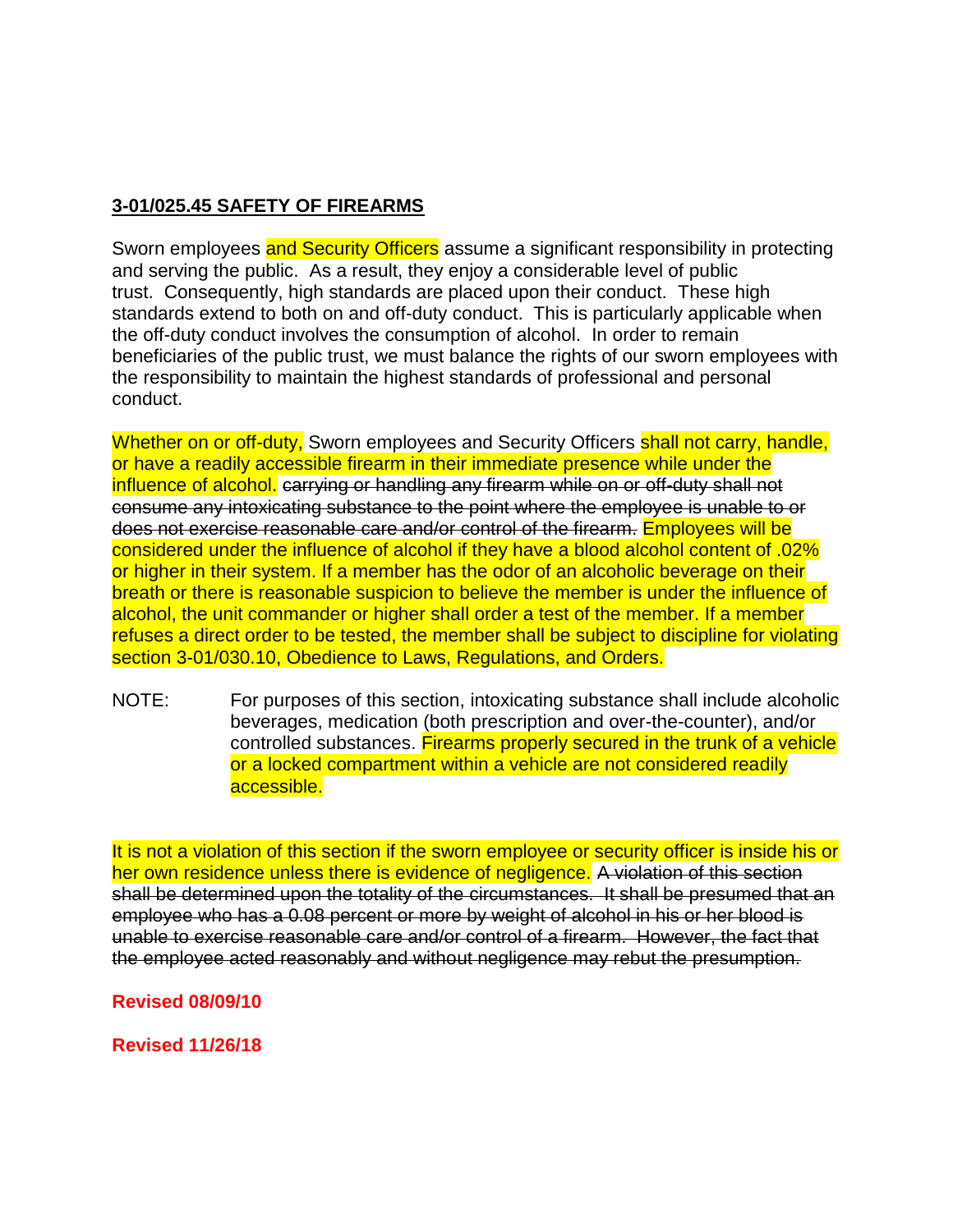**3-01/025.45 SAFETY OF FIREARMS**

Sworn employees and Security Officers assume a significant responsibility in protecting and serving the public. As a result, they enjoy a considerable level of public trust. Consequently, high standards are placed upon their conduct. These high standards extend to both on and off-duty conduct. This is particularly applicable when the off-duty conduct involves the consumption of alcohol. In order to remain beneficiaries of the public trust, we must balance the rights of our sworn employees with the responsibility to maintain the highest standards of professional and personal conduct.

Whether on or off-duty, Sworn employees and Security Officers shall not carry, handle, or have a readily accessible firearm in their immediate presence while under the influence of alcohol. ~~carrying or handling any firearm while on or off-duty shall not consume any intoxicating substance to the point where the employee is unable to or does not exercise reasonable care and/or control of the firearm.~~ Employees will be considered under the influence of alcohol if they have a blood alcohol content of .02% or higher in their system. If a member has the odor of an alcoholic beverage on their breath or there is reasonable suspicion to believe the member is under the influence of alcohol, the unit commander or higher shall order a test of the member. If a member refuses a direct order to be tested, the member shall be subject to discipline for violating section 3-01/030.10, Obedience to Laws, Regulations, and Orders.

NOTE: For purposes of this section, intoxicating substance shall include alcoholic beverages, medication (both prescription and over-the-counter), and/or controlled substances. Firearms properly secured in the trunk of a vehicle or a locked compartment within a vehicle are not considered readily accessible.

It is not a violation of this section if the sworn employee or security officer is inside his or her own residence unless there is evidence of negligence. ~~A violation of this section shall be determined upon the totality of the circumstances. It shall be presumed that an employee who has a 0.08 percent or more by weight of alcohol in his or her blood is unable to exercise reasonable care and/or control of a firearm. However, the fact that the employee acted reasonably and without negligence may rebut the presumption.~~

**Revised 08/09/10**

**Revised 11/26/18**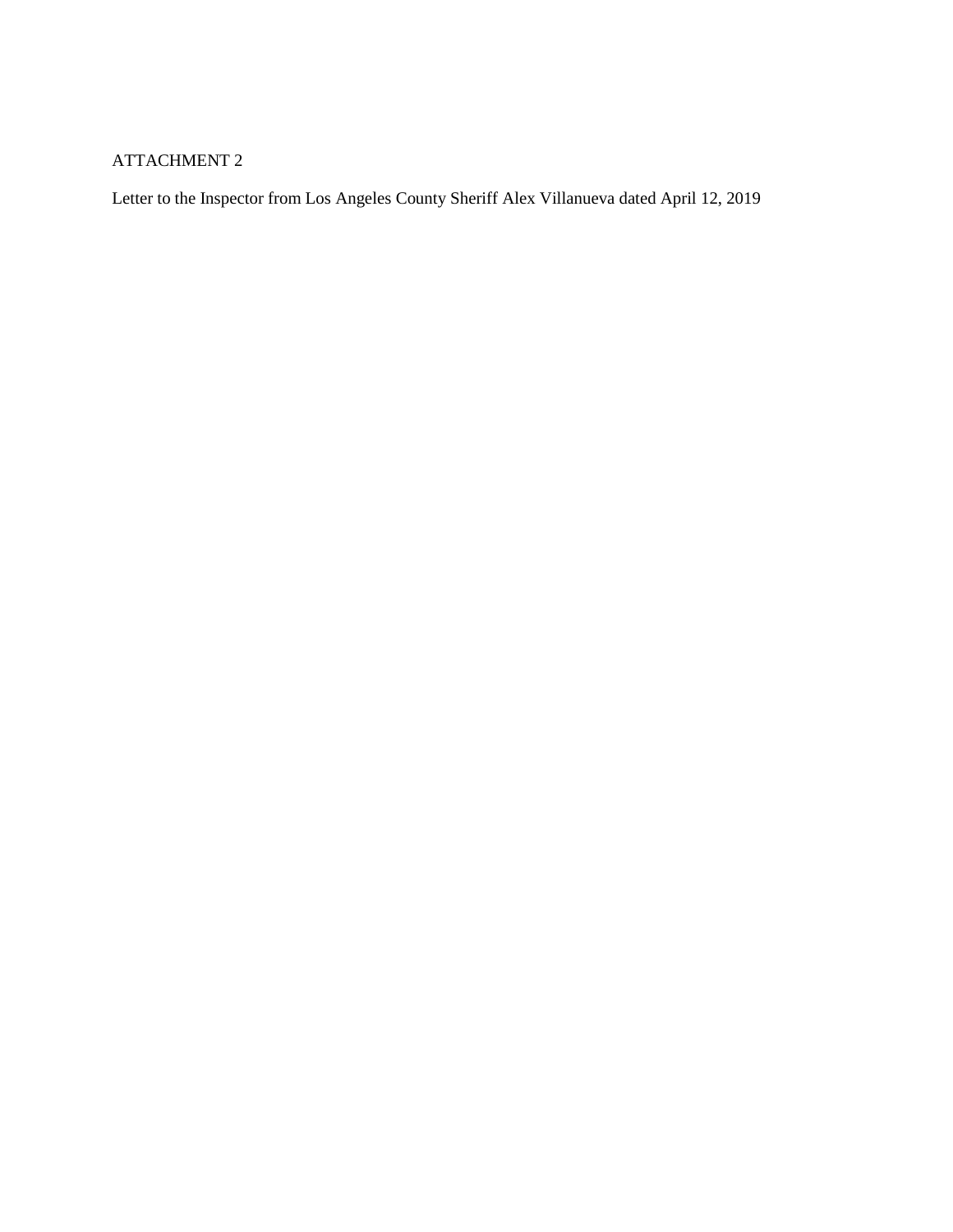ATTACHMENT 2

Letter to the Inspector from Los Angeles County Sheriff Alex Villanueva dated April 12, 2019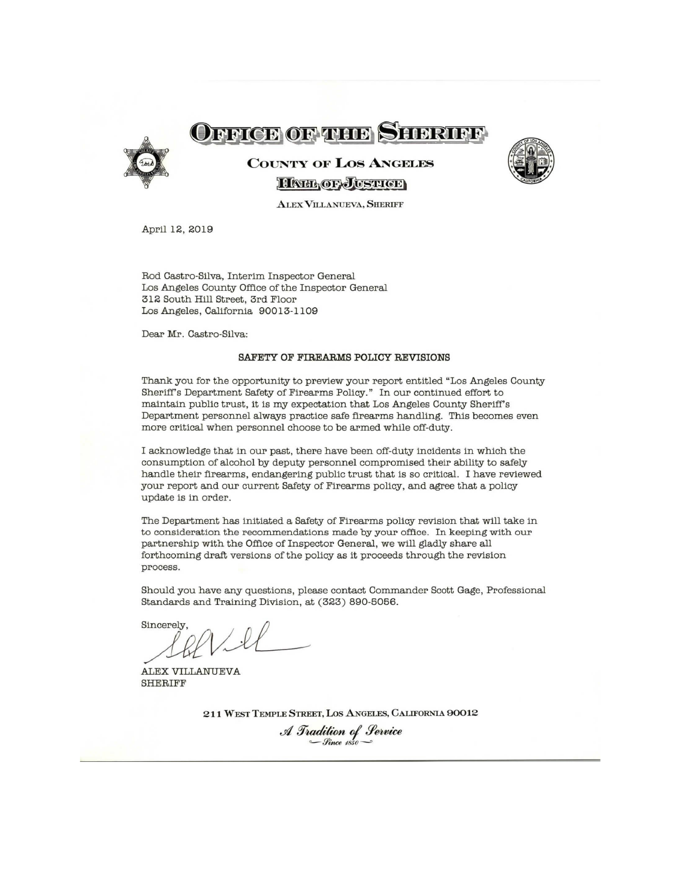# OFFICE OF THE SHERIFF

**COUNTY OF LOS ANGELES**

**HALL OF JUSTICE**

ALEX VILLANUEVA, SHERIFF

April 12, 2019

Rod Castro-Silva, Interim Inspector General
Los Angeles County Office of the Inspector General
312 South Hill Street, 3rd Floor
Los Angeles, California 90013-1109

Dear Mr. Castro-Silva:

**SAFETY OF FIREARMS POLICY REVISIONS**

Thank you for the opportunity to preview your report entitled "Los Angeles County Sheriff's Department Safety of Firearms Policy." In our continued effort to maintain public trust, it is my expectation that Los Angeles County Sheriff's Department personnel always practice safe firearms handling. This becomes even more critical when personnel choose to be armed while off-duty.

I acknowledge that in our past, there have been off-duty incidents in which the consumption of alcohol by deputy personnel compromised their ability to safely handle their firearms, endangering public trust that is so critical. I have reviewed your report and our current Safety of Firearms policy, and agree that a policy update is in order.

The Department has initiated a Safety of Firearms policy revision that will take in to consideration the recommendations made by your office. In keeping with our partnership with the Office of Inspector General, we will gladly share all forthcoming draft versions of the policy as it proceeds through the revision process.

Should you have any questions, please contact Commander Scott Gage, Professional Standards and Training Division, at (323) 890-5056.

Sincerely,

ALEX VILLANUEVA
SHERIFF

211 WEST TEMPLE STREET, LOS ANGELES, CALIFORNIA 90012

*A Tradition of Service*
*Since 1850*